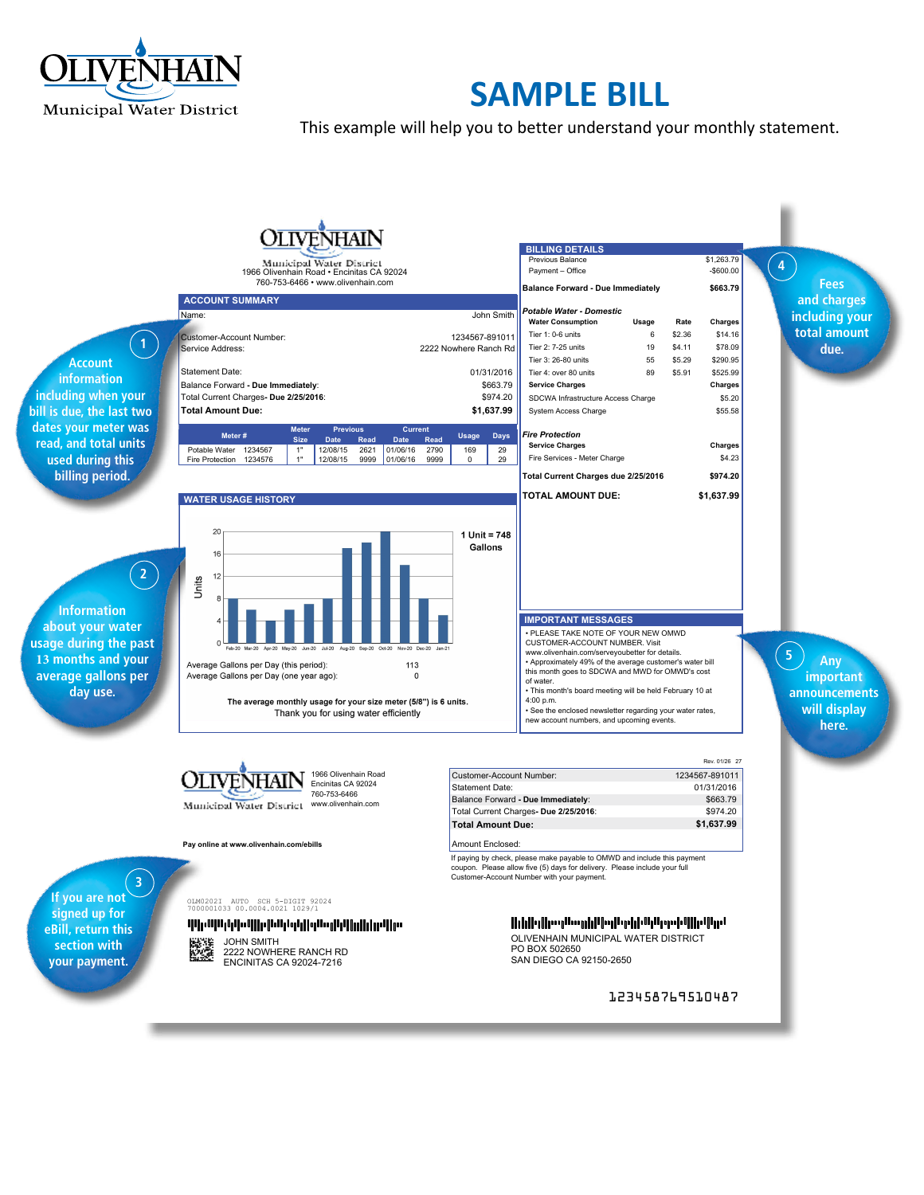Olivenhain Municipal Water District

# SAMPLE BILL

This example will help you to better understand your monthly statement.

**1** Account information including when your bill is due, the last two dates your meter was read, and total units used during this billing period.

**2** Information about your water usage during the past 13 months and your average gallons per day use.

**3** If you are not signed up for eBill, return this section with your payment.

**4** Fees and charges including your total amount due.

**5** Any important announcements will display here.

---

Olivenhain Municipal Water District
1966 Olivenhain Road • Encinitas CA 92024
760-753-6466 • www.olivenhain.com

## ACCOUNT SUMMARY

| | |
|---|---|
| Name: | John Smith |
| Customer-Account Number: | 1234567-891011 |
| Service Address: | 2222 Nowhere Ranch Rd |
| Statement Date: | 01/31/2016 |
| Balance Forward - **Due Immediately**: | $663.79 |
| Total Current Charges- **Due 2/25/2016**: | $974.20 |
| **Total Amount Due:** | **$1,637.99** |

| Meter # | | Meter Size | Previous Date | Previous Read | Current Date | Current Read | Usage | Days |
|---|---|---|---|---|---|---|---|---|
| Potable Water | 1234567 | 1" | 12/08/15 | 2621 | 01/06/16 | 2790 | 169 | 29 |
| Fire Protection | 1234576 | 1" | 12/08/15 | 9999 | 01/06/16 | 9999 | 0 | 29 |

## WATER USAGE HISTORY

1 Unit = 748 Gallons

Units: Feb-20, Mar-20, Apr-20, May-20, Jun-20, Jul-20, Aug-20, Sep-20, Oct-20, Nov-20, Dec-20, Jan-21

| | |
|---|---|
| Average Gallons per Day (this period): | 113 |
| Average Gallons per Day (one year ago): | 0 |

**The average monthly usage for your size meter (5/8") is 6 units.**
Thank you for using water efficiently

## BILLING DETAILS

| | | | |
|---|---|---|---|
| Previous Balance | | | $1,263.79 |
| Payment – Office | | | -$600.00 |
| **Balance Forward - Due Immediately** | | | **$663.79** |

***Potable Water - Domestic***

| Water Consumption | Usage | Rate | Charges |
|---|---|---|---|
| Tier 1: 0-6 units | 6 | $2.36 | $14.16 |
| Tier 2: 7-25 units | 19 | $4.11 | $78.09 |
| Tier 3: 26-80 units | 55 | $5.29 | $290.95 |
| Tier 4: over 80 units | 89 | $5.91 | $525.99 |
| **Service Charges** | | | **Charges** |
| SDCWA Infrastructure Access Charge | | | $5.20 |
| System Access Charge | | | $55.58 |

***Fire Protection***

| Service Charges | Charges |
|---|---|
| Fire Services - Meter Charge | $4.23 |
| **Total Current Charges due 2/25/2016** | **$974.20** |
| **TOTAL AMOUNT DUE:** | **$1,637.99** |

## IMPORTANT MESSAGES

- PLEASE TAKE NOTE OF YOUR NEW OMWD CUSTOMER-ACCOUNT NUMBER. Visit www.olivenhain.com/serveyoubetter for details.
- Approximately 49% of the average customer's water bill this month goes to SDCWA and MWD for OMWD's cost of water.
- This month's board meeting will be held February 10 at 4:00 p.m.
- See the enclosed newsletter regarding your water rates, new account numbers, and upcoming events.

---

Olivenhain Municipal Water District
1966 Olivenhain Road
Encinitas CA 92024
760-753-6466
www.olivenhain.com

Rev. 01/26 27

| | |
|---|---|
| Customer-Account Number: | 1234567-891011 |
| Statement Date: | 01/31/2016 |
| Balance Forward - **Due Immediately**: | $663.79 |
| Total Current Charges- **Due 2/25/2016**: | $974.20 |
| **Total Amount Due:** | **$1,637.99** |
| Amount Enclosed: | |

**Pay online at www.olivenhain.com/ebills**

If paying by check, please make payable to OMWD and include this payment coupon. Please allow five (5) days for delivery. Please include your full Customer-Account Number with your payment.

OLM0202I AUTO SCH 5-DIGIT 92024
7000001033 00.0004.0021 1029/1

JOHN SMITH
2222 NOWHERE RANCH RD
ENCINITAS CA 92024-7216

OLIVENHAIN MUNICIPAL WATER DISTRICT
PO BOX 502650
SAN DIEGO CA 92150-2650

123458769510487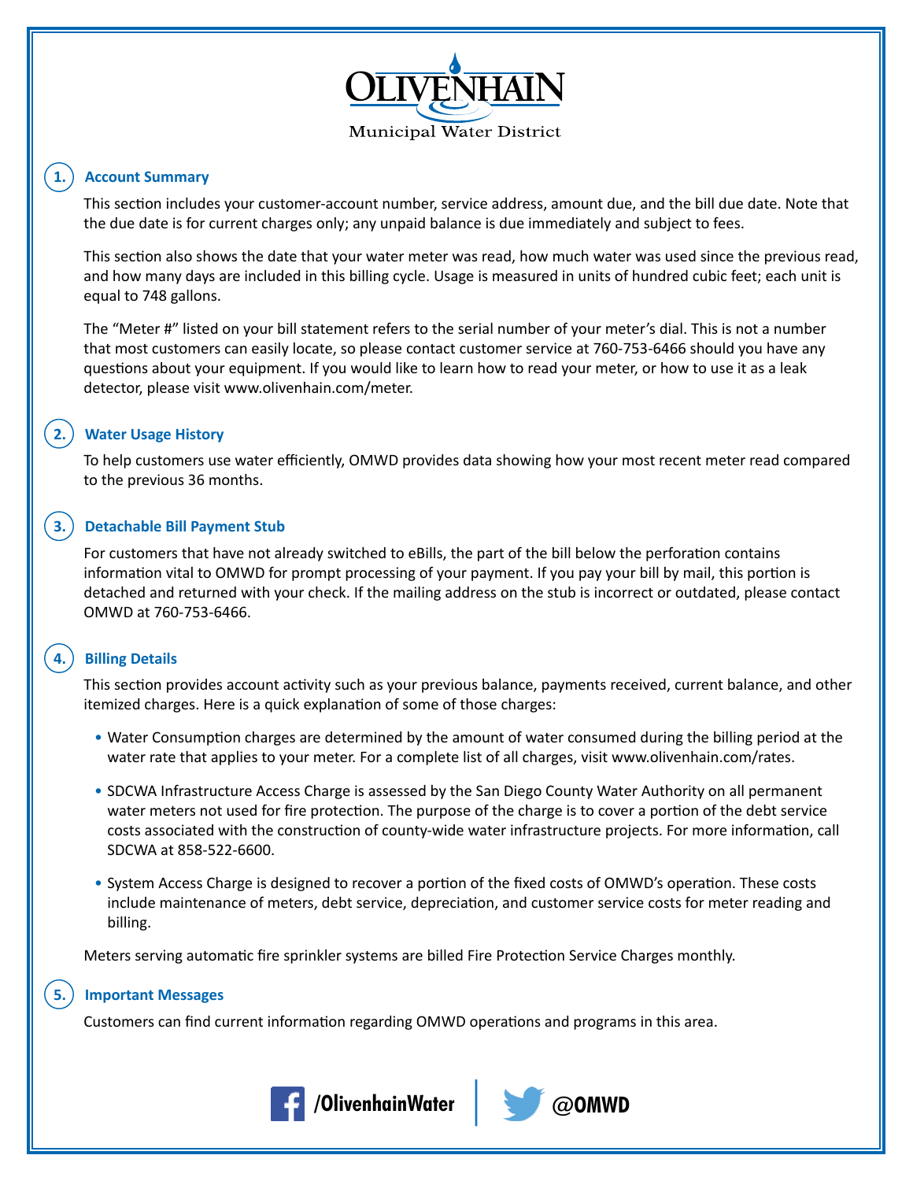# Olivenhain Municipal Water District

## 1. Account Summary

This section includes your customer-account number, service address, amount due, and the bill due date. Note that the due date is for current charges only; any unpaid balance is due immediately and subject to fees.

This section also shows the date that your water meter was read, how much water was used since the previous read, and how many days are included in this billing cycle. Usage is measured in units of hundred cubic feet; each unit is equal to 748 gallons.

The "Meter #" listed on your bill statement refers to the serial number of your meter's dial. This is not a number that most customers can easily locate, so please contact customer service at 760-753-6466 should you have any questions about your equipment. If you would like to learn how to read your meter, or how to use it as a leak detector, please visit www.olivenhain.com/meter.

## 2. Water Usage History

To help customers use water efficiently, OMWD provides data showing how your most recent meter read compared to the previous 36 months.

## 3. Detachable Bill Payment Stub

For customers that have not already switched to eBills, the part of the bill below the perforation contains information vital to OMWD for prompt processing of your payment. If you pay your bill by mail, this portion is detached and returned with your check. If the mailing address on the stub is incorrect or outdated, please contact OMWD at 760-753-6466.

## 4. Billing Details

This section provides account activity such as your previous balance, payments received, current balance, and other itemized charges. Here is a quick explanation of some of those charges:

- Water Consumption charges are determined by the amount of water consumed during the billing period at the water rate that applies to your meter. For a complete list of all charges, visit www.olivenhain.com/rates.
- SDCWA Infrastructure Access Charge is assessed by the San Diego County Water Authority on all permanent water meters not used for fire protection. The purpose of the charge is to cover a portion of the debt service costs associated with the construction of county-wide water infrastructure projects. For more information, call SDCWA at 858-522-6600.
- System Access Charge is designed to recover a portion of the fixed costs of OMWD's operation. These costs include maintenance of meters, debt service, depreciation, and customer service costs for meter reading and billing.

Meters serving automatic fire sprinkler systems are billed Fire Protection Service Charges monthly.

## 5. Important Messages

Customers can find current information regarding OMWD operations and programs in this area.

/OlivenhainWater | @OMWD